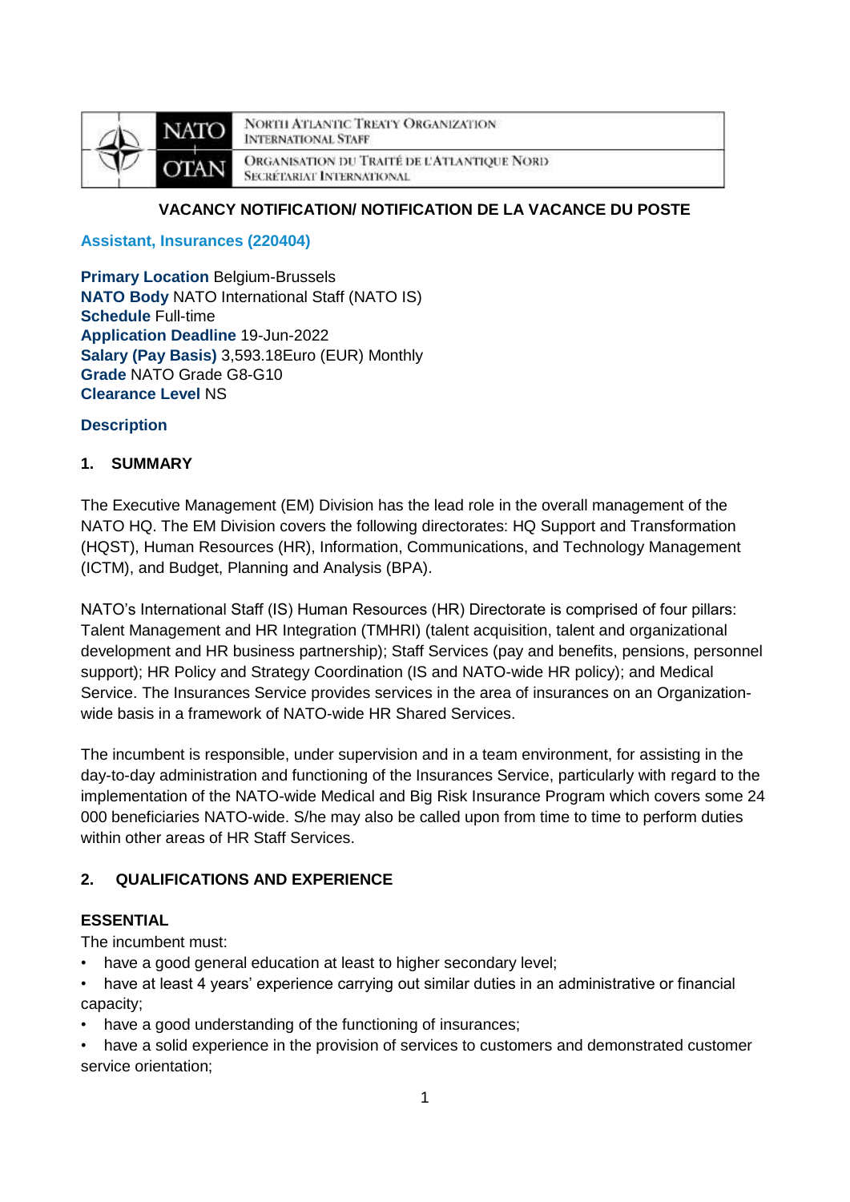NORTH ATLANTIC TREATY ORGANIZATION
INTERNATIONAL STAFF

ORGANISATION DU TRAITÉ DE L'ATLANTIQUE NORD
SECRÉTARIAT INTERNATIONAL

**VACANCY NOTIFICATION/ NOTIFICATION DE LA VACANCE DU POSTE**

## Assistant, Insurances (220404)

**Primary Location** Belgium-Brussels
**NATO Body** NATO International Staff (NATO IS)
**Schedule** Full-time
**Application Deadline** 19-Jun-2022
**Salary (Pay Basis)** 3,593.18Euro (EUR) Monthly
**Grade** NATO Grade G8-G10
**Clearance Level** NS

### Description

#### 1. SUMMARY

The Executive Management (EM) Division has the lead role in the overall management of the NATO HQ. The EM Division covers the following directorates: HQ Support and Transformation (HQST), Human Resources (HR), Information, Communications, and Technology Management (ICTM), and Budget, Planning and Analysis (BPA).

NATO's International Staff (IS) Human Resources (HR) Directorate is comprised of four pillars: Talent Management and HR Integration (TMHRI) (talent acquisition, talent and organizational development and HR business partnership); Staff Services (pay and benefits, pensions, personnel support); HR Policy and Strategy Coordination (IS and NATO-wide HR policy); and Medical Service. The Insurances Service provides services in the area of insurances on an Organization-wide basis in a framework of NATO-wide HR Shared Services.

The incumbent is responsible, under supervision and in a team environment, for assisting in the day-to-day administration and functioning of the Insurances Service, particularly with regard to the implementation of the NATO-wide Medical and Big Risk Insurance Program which covers some 24 000 beneficiaries NATO-wide. S/he may also be called upon from time to time to perform duties within other areas of HR Staff Services.

#### 2. QUALIFICATIONS AND EXPERIENCE

**ESSENTIAL**

The incumbent must:

- have a good general education at least to higher secondary level;
- have at least 4 years' experience carrying out similar duties in an administrative or financial capacity;
- have a good understanding of the functioning of insurances;
- have a solid experience in the provision of services to customers and demonstrated customer service orientation;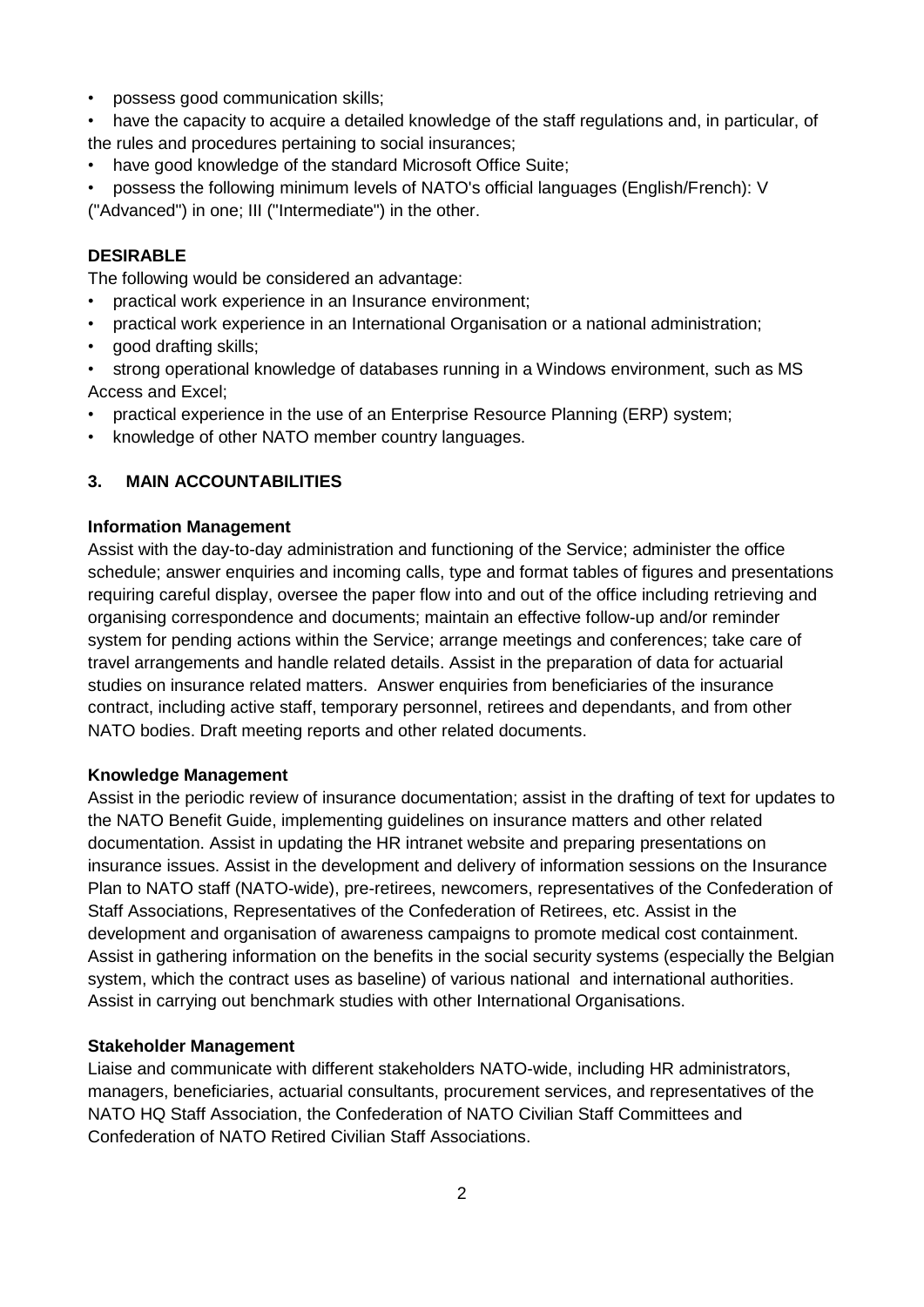- possess good communication skills;
- have the capacity to acquire a detailed knowledge of the staff regulations and, in particular, of the rules and procedures pertaining to social insurances;
- have good knowledge of the standard Microsoft Office Suite;
- possess the following minimum levels of NATO's official languages (English/French): V ("Advanced") in one; III ("Intermediate") in the other.

**DESIRABLE**

The following would be considered an advantage:

- practical work experience in an Insurance environment;
- practical work experience in an International Organisation or a national administration;
- good drafting skills;
- strong operational knowledge of databases running in a Windows environment, such as MS Access and Excel;
- practical experience in the use of an Enterprise Resource Planning (ERP) system;
- knowledge of other NATO member country languages.

## 3. MAIN ACCOUNTABILITIES

**Information Management**

Assist with the day-to-day administration and functioning of the Service; administer the office schedule; answer enquiries and incoming calls, type and format tables of figures and presentations requiring careful display, oversee the paper flow into and out of the office including retrieving and organising correspondence and documents; maintain an effective follow-up and/or reminder system for pending actions within the Service; arrange meetings and conferences; take care of travel arrangements and handle related details. Assist in the preparation of data for actuarial studies on insurance related matters. Answer enquiries from beneficiaries of the insurance contract, including active staff, temporary personnel, retirees and dependants, and from other NATO bodies. Draft meeting reports and other related documents.

**Knowledge Management**

Assist in the periodic review of insurance documentation; assist in the drafting of text for updates to the NATO Benefit Guide, implementing guidelines on insurance matters and other related documentation. Assist in updating the HR intranet website and preparing presentations on insurance issues. Assist in the development and delivery of information sessions on the Insurance Plan to NATO staff (NATO-wide), pre-retirees, newcomers, representatives of the Confederation of Staff Associations, Representatives of the Confederation of Retirees, etc. Assist in the development and organisation of awareness campaigns to promote medical cost containment. Assist in gathering information on the benefits in the social security systems (especially the Belgian system, which the contract uses as baseline) of various national and international authorities. Assist in carrying out benchmark studies with other International Organisations.

**Stakeholder Management**

Liaise and communicate with different stakeholders NATO-wide, including HR administrators, managers, beneficiaries, actuarial consultants, procurement services, and representatives of the NATO HQ Staff Association, the Confederation of NATO Civilian Staff Committees and Confederation of NATO Retired Civilian Staff Associations.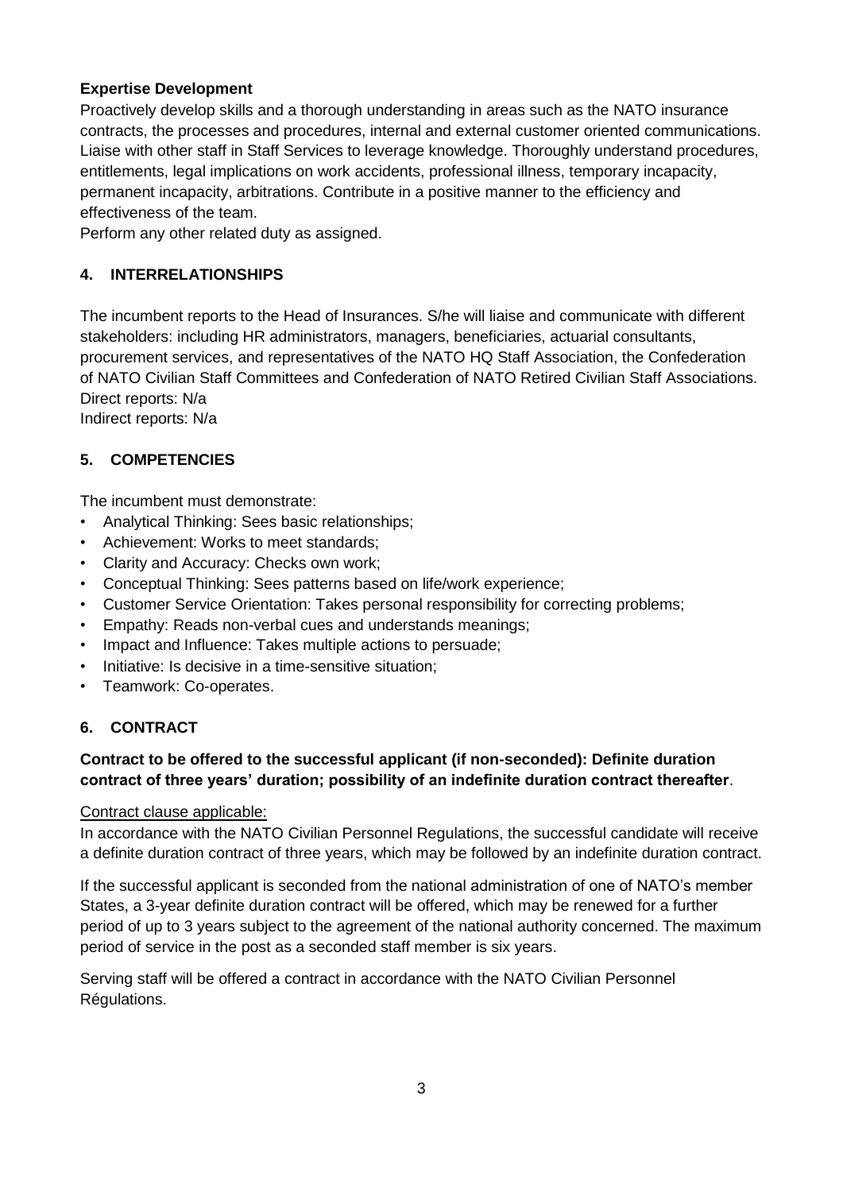**Expertise Development**

Proactively develop skills and a thorough understanding in areas such as the NATO insurance contracts, the processes and procedures, internal and external customer oriented communications. Liaise with other staff in Staff Services to leverage knowledge. Thoroughly understand procedures, entitlements, legal implications on work accidents, professional illness, temporary incapacity, permanent incapacity, arbitrations. Contribute in a positive manner to the efficiency and effectiveness of the team.

Perform any other related duty as assigned.

## 4. INTERRELATIONSHIPS

The incumbent reports to the Head of Insurances. S/he will liaise and communicate with different stakeholders: including HR administrators, managers, beneficiaries, actuarial consultants, procurement services, and representatives of the NATO HQ Staff Association, the Confederation of NATO Civilian Staff Committees and Confederation of NATO Retired Civilian Staff Associations.

Direct reports: N/a

Indirect reports: N/a

## 5. COMPETENCIES

The incumbent must demonstrate:

- Analytical Thinking: Sees basic relationships;
- Achievement: Works to meet standards;
- Clarity and Accuracy: Checks own work;
- Conceptual Thinking: Sees patterns based on life/work experience;
- Customer Service Orientation: Takes personal responsibility for correcting problems;
- Empathy: Reads non-verbal cues and understands meanings;
- Impact and Influence: Takes multiple actions to persuade;
- Initiative: Is decisive in a time-sensitive situation;
- Teamwork: Co-operates.

## 6. CONTRACT

**Contract to be offered to the successful applicant (if non-seconded): Definite duration contract of three years' duration; possibility of an indefinite duration contract thereafter**.

Contract clause applicable:

In accordance with the NATO Civilian Personnel Regulations, the successful candidate will receive a definite duration contract of three years, which may be followed by an indefinite duration contract.

If the successful applicant is seconded from the national administration of one of NATO's member States, a 3-year definite duration contract will be offered, which may be renewed for a further period of up to 3 years subject to the agreement of the national authority concerned. The maximum period of service in the post as a seconded staff member is six years.

Serving staff will be offered a contract in accordance with the NATO Civilian Personnel Régulations.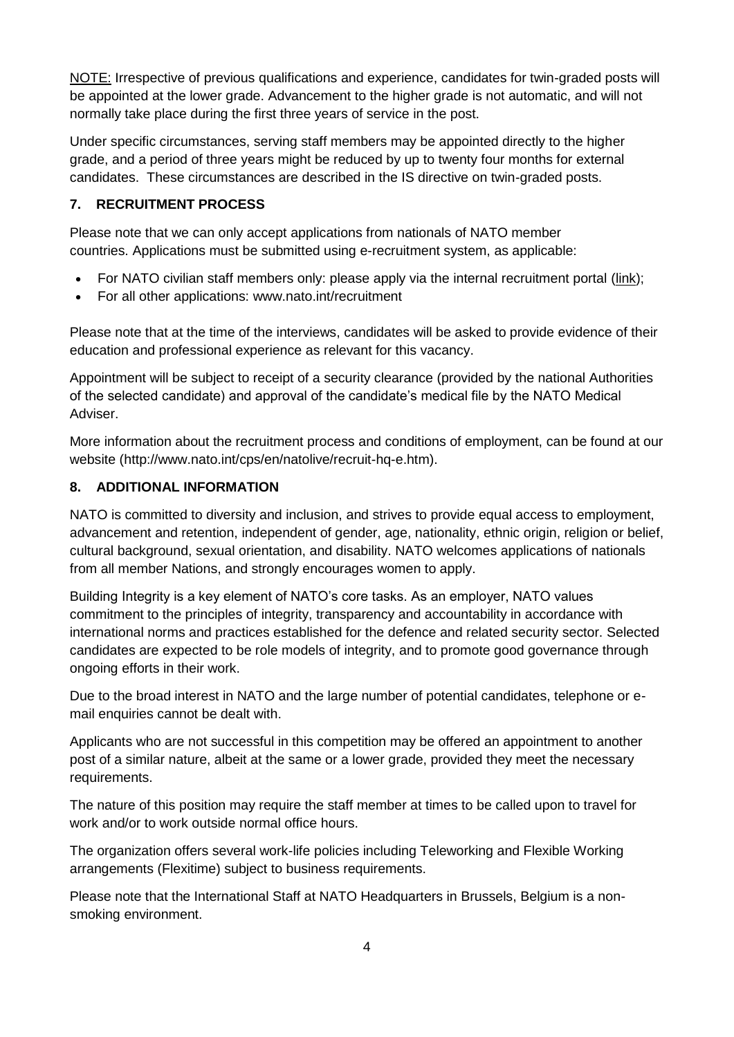NOTE: Irrespective of previous qualifications and experience, candidates for twin-graded posts will be appointed at the lower grade. Advancement to the higher grade is not automatic, and will not normally take place during the first three years of service in the post.

Under specific circumstances, serving staff members may be appointed directly to the higher grade, and a period of three years might be reduced by up to twenty four months for external candidates. These circumstances are described in the IS directive on twin-graded posts.

## 7. RECRUITMENT PROCESS

Please note that we can only accept applications from nationals of NATO member countries. Applications must be submitted using e-recruitment system, as applicable:

- For NATO civilian staff members only: please apply via the internal recruitment portal (link);
- For all other applications: www.nato.int/recruitment

Please note that at the time of the interviews, candidates will be asked to provide evidence of their education and professional experience as relevant for this vacancy.

Appointment will be subject to receipt of a security clearance (provided by the national Authorities of the selected candidate) and approval of the candidate's medical file by the NATO Medical Adviser.

More information about the recruitment process and conditions of employment, can be found at our website (http://www.nato.int/cps/en/natolive/recruit-hq-e.htm).

## 8. ADDITIONAL INFORMATION

NATO is committed to diversity and inclusion, and strives to provide equal access to employment, advancement and retention, independent of gender, age, nationality, ethnic origin, religion or belief, cultural background, sexual orientation, and disability. NATO welcomes applications of nationals from all member Nations, and strongly encourages women to apply.

Building Integrity is a key element of NATO's core tasks. As an employer, NATO values commitment to the principles of integrity, transparency and accountability in accordance with international norms and practices established for the defence and related security sector. Selected candidates are expected to be role models of integrity, and to promote good governance through ongoing efforts in their work.

Due to the broad interest in NATO and the large number of potential candidates, telephone or e-mail enquiries cannot be dealt with.

Applicants who are not successful in this competition may be offered an appointment to another post of a similar nature, albeit at the same or a lower grade, provided they meet the necessary requirements.

The nature of this position may require the staff member at times to be called upon to travel for work and/or to work outside normal office hours.

The organization offers several work-life policies including Teleworking and Flexible Working arrangements (Flexitime) subject to business requirements.

Please note that the International Staff at NATO Headquarters in Brussels, Belgium is a non-smoking environment.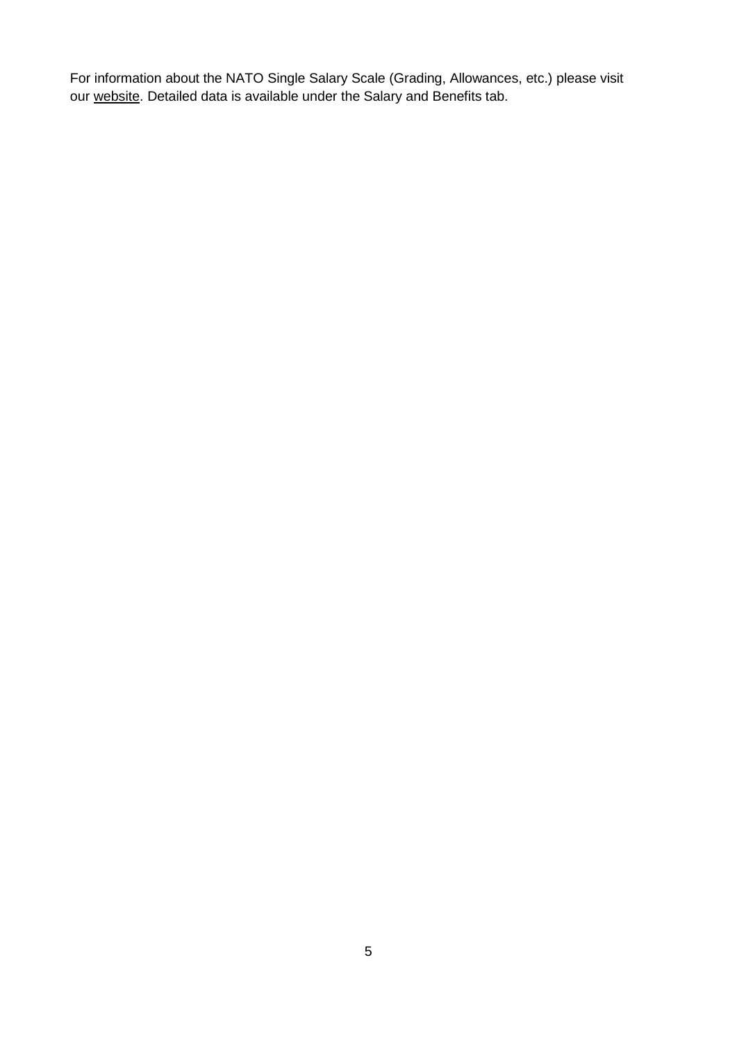For information about the NATO Single Salary Scale (Grading, Allowances, etc.) please visit our website. Detailed data is available under the Salary and Benefits tab.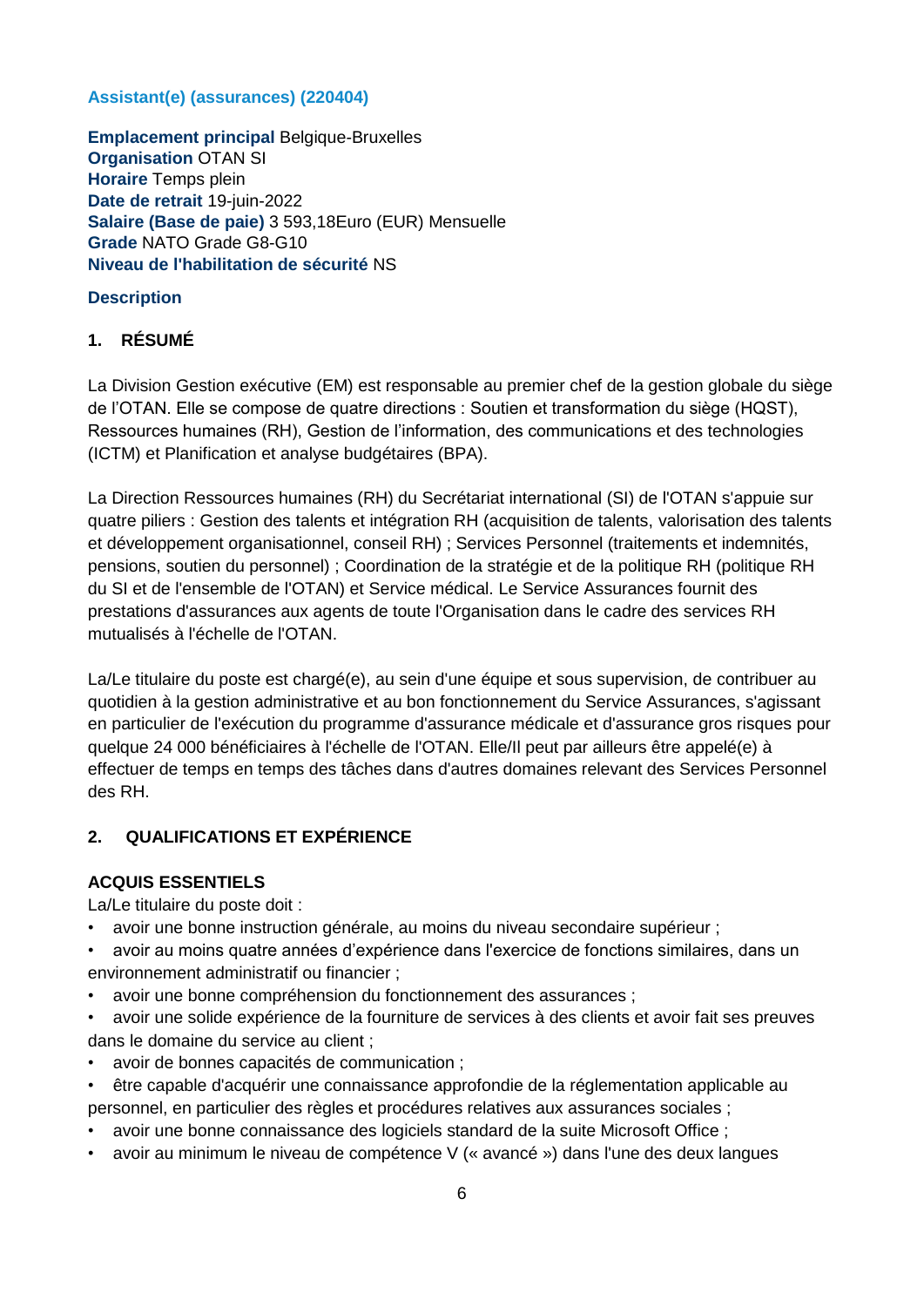**Assistant(e) (assurances) (220404)**

**Emplacement principal** Belgique-Bruxelles
**Organisation** OTAN SI
**Horaire** Temps plein
**Date de retrait** 19-juin-2022
**Salaire (Base de paie)** 3 593,18Euro (EUR) Mensuelle
**Grade** NATO Grade G8-G10
**Niveau de l'habilitation de sécurité** NS

**Description**

## 1. RÉSUMÉ

La Division Gestion exécutive (EM) est responsable au premier chef de la gestion globale du siège de l'OTAN. Elle se compose de quatre directions : Soutien et transformation du siège (HQST), Ressources humaines (RH), Gestion de l'information, des communications et des technologies (ICTM) et Planification et analyse budgétaires (BPA).

La Direction Ressources humaines (RH) du Secrétariat international (SI) de l'OTAN s'appuie sur quatre piliers : Gestion des talents et intégration RH (acquisition de talents, valorisation des talents et développement organisationnel, conseil RH) ; Services Personnel (traitements et indemnités, pensions, soutien du personnel) ; Coordination de la stratégie et de la politique RH (politique RH du SI et de l'ensemble de l'OTAN) et Service médical. Le Service Assurances fournit des prestations d'assurances aux agents de toute l'Organisation dans le cadre des services RH mutualisés à l'échelle de l'OTAN.

La/Le titulaire du poste est chargé(e), au sein d'une équipe et sous supervision, de contribuer au quotidien à la gestion administrative et au bon fonctionnement du Service Assurances, s'agissant en particulier de l'exécution du programme d'assurance médicale et d'assurance gros risques pour quelque 24 000 bénéficiaires à l'échelle de l'OTAN. Elle/Il peut par ailleurs être appelé(e) à effectuer de temps en temps des tâches dans d'autres domaines relevant des Services Personnel des RH.

## 2. QUALIFICATIONS ET EXPÉRIENCE

**ACQUIS ESSENTIELS**

La/Le titulaire du poste doit :

- avoir une bonne instruction générale, au moins du niveau secondaire supérieur ;
- avoir au moins quatre années d'expérience dans l'exercice de fonctions similaires, dans un environnement administratif ou financier ;
- avoir une bonne compréhension du fonctionnement des assurances ;
- avoir une solide expérience de la fourniture de services à des clients et avoir fait ses preuves dans le domaine du service au client ;
- avoir de bonnes capacités de communication ;
- être capable d'acquérir une connaissance approfondie de la réglementation applicable au personnel, en particulier des règles et procédures relatives aux assurances sociales ;
- avoir une bonne connaissance des logiciels standard de la suite Microsoft Office ;
- avoir au minimum le niveau de compétence V (« avancé ») dans l'une des deux langues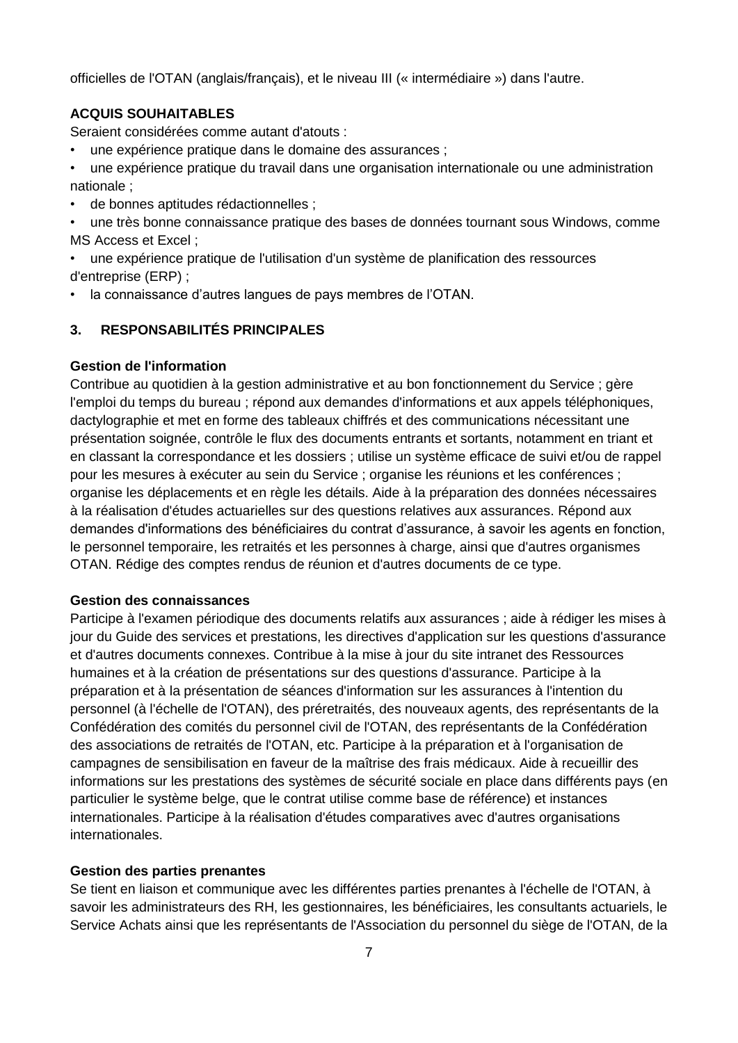officielles de l'OTAN (anglais/français), et le niveau III (« intermédiaire ») dans l'autre.

**ACQUIS SOUHAITABLES**

Seraient considérées comme autant d'atouts :

- une expérience pratique dans le domaine des assurances ;
- une expérience pratique du travail dans une organisation internationale ou une administration nationale ;
- de bonnes aptitudes rédactionnelles ;
- une très bonne connaissance pratique des bases de données tournant sous Windows, comme MS Access et Excel ;
- une expérience pratique de l'utilisation d'un système de planification des ressources d'entreprise (ERP) ;
- la connaissance d'autres langues de pays membres de l'OTAN.

## 3. RESPONSABILITÉS PRINCIPALES

**Gestion de l'information**

Contribue au quotidien à la gestion administrative et au bon fonctionnement du Service ; gère l'emploi du temps du bureau ; répond aux demandes d'informations et aux appels téléphoniques, dactylographie et met en forme des tableaux chiffrés et des communications nécessitant une présentation soignée, contrôle le flux des documents entrants et sortants, notamment en triant et en classant la correspondance et les dossiers ; utilise un système efficace de suivi et/ou de rappel pour les mesures à exécuter au sein du Service ; organise les réunions et les conférences ; organise les déplacements et en règle les détails. Aide à la préparation des données nécessaires à la réalisation d'études actuarielles sur des questions relatives aux assurances. Répond aux demandes d'informations des bénéficiaires du contrat d'assurance, à savoir les agents en fonction, le personnel temporaire, les retraités et les personnes à charge, ainsi que d'autres organismes OTAN. Rédige des comptes rendus de réunion et d'autres documents de ce type.

**Gestion des connaissances**

Participe à l'examen périodique des documents relatifs aux assurances ; aide à rédiger les mises à jour du Guide des services et prestations, les directives d'application sur les questions d'assurance et d'autres documents connexes. Contribue à la mise à jour du site intranet des Ressources humaines et à la création de présentations sur des questions d'assurance. Participe à la préparation et à la présentation de séances d'information sur les assurances à l'intention du personnel (à l'échelle de l'OTAN), des préretraités, des nouveaux agents, des représentants de la Confédération des comités du personnel civil de l'OTAN, des représentants de la Confédération des associations de retraités de l'OTAN, etc. Participe à la préparation et à l'organisation de campagnes de sensibilisation en faveur de la maîtrise des frais médicaux. Aide à recueillir des informations sur les prestations des systèmes de sécurité sociale en place dans différents pays (en particulier le système belge, que le contrat utilise comme base de référence) et instances internationales. Participe à la réalisation d'études comparatives avec d'autres organisations internationales.

**Gestion des parties prenantes**

Se tient en liaison et communique avec les différentes parties prenantes à l'échelle de l'OTAN, à savoir les administrateurs des RH, les gestionnaires, les bénéficiaires, les consultants actuariels, le Service Achats ainsi que les représentants de l'Association du personnel du siège de l'OTAN, de la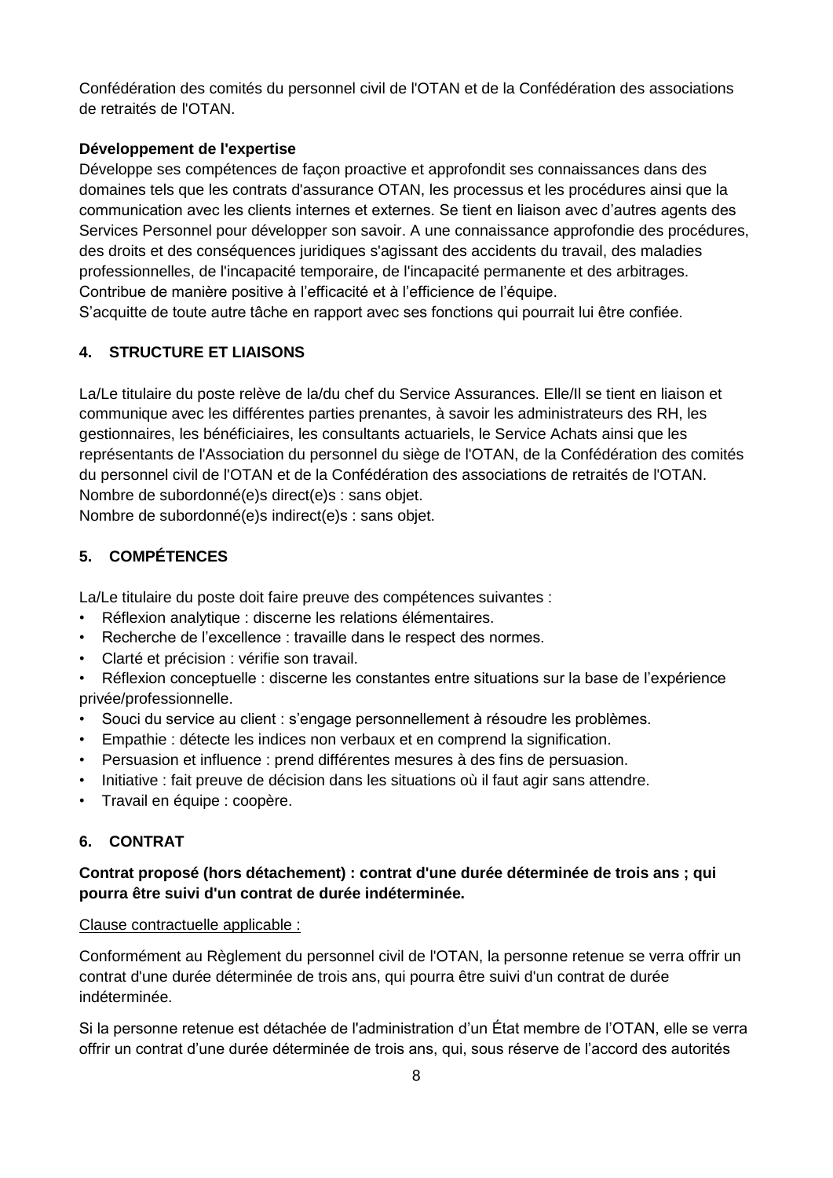Confédération des comités du personnel civil de l'OTAN et de la Confédération des associations de retraités de l'OTAN.

**Développement de l'expertise**

Développe ses compétences de façon proactive et approfondit ses connaissances dans des domaines tels que les contrats d'assurance OTAN, les processus et les procédures ainsi que la communication avec les clients internes et externes. Se tient en liaison avec d'autres agents des Services Personnel pour développer son savoir. A une connaissance approfondie des procédures, des droits et des conséquences juridiques s'agissant des accidents du travail, des maladies professionnelles, de l'incapacité temporaire, de l'incapacité permanente et des arbitrages. Contribue de manière positive à l'efficacité et à l'efficience de l'équipe.
S'acquitte de toute autre tâche en rapport avec ses fonctions qui pourrait lui être confiée.

## 4. STRUCTURE ET LIAISONS

La/Le titulaire du poste relève de la/du chef du Service Assurances. Elle/Il se tient en liaison et communique avec les différentes parties prenantes, à savoir les administrateurs des RH, les gestionnaires, les bénéficiaires, les consultants actuariels, le Service Achats ainsi que les représentants de l'Association du personnel du siège de l'OTAN, de la Confédération des comités du personnel civil de l'OTAN et de la Confédération des associations de retraités de l'OTAN.
Nombre de subordonné(e)s direct(e)s : sans objet.
Nombre de subordonné(e)s indirect(e)s : sans objet.

## 5. COMPÉTENCES

La/Le titulaire du poste doit faire preuve des compétences suivantes :

- Réflexion analytique : discerne les relations élémentaires.
- Recherche de l'excellence : travaille dans le respect des normes.
- Clarté et précision : vérifie son travail.
- Réflexion conceptuelle : discerne les constantes entre situations sur la base de l'expérience privée/professionnelle.
- Souci du service au client : s'engage personnellement à résoudre les problèmes.
- Empathie : détecte les indices non verbaux et en comprend la signification.
- Persuasion et influence : prend différentes mesures à des fins de persuasion.
- Initiative : fait preuve de décision dans les situations où il faut agir sans attendre.
- Travail en équipe : coopère.

## 6. CONTRAT

**Contrat proposé (hors détachement) : contrat d'une durée déterminée de trois ans ; qui pourra être suivi d'un contrat de durée indéterminée.**

Clause contractuelle applicable :

Conformément au Règlement du personnel civil de l'OTAN, la personne retenue se verra offrir un contrat d'une durée déterminée de trois ans, qui pourra être suivi d'un contrat de durée indéterminée.

Si la personne retenue est détachée de l'administration d'un État membre de l'OTAN, elle se verra offrir un contrat d'une durée déterminée de trois ans, qui, sous réserve de l'accord des autorités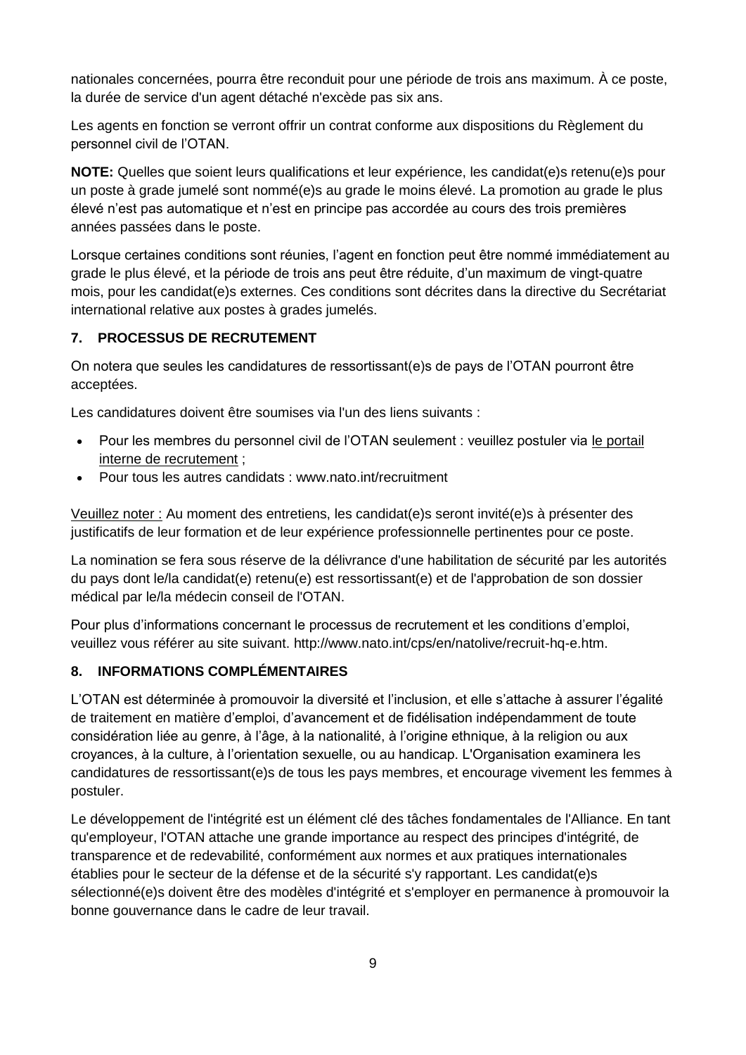nationales concernées, pourra être reconduit pour une période de trois ans maximum. À ce poste, la durée de service d'un agent détaché n'excède pas six ans.

Les agents en fonction se verront offrir un contrat conforme aux dispositions du Règlement du personnel civil de l'OTAN.

**NOTE:** Quelles que soient leurs qualifications et leur expérience, les candidat(e)s retenu(e)s pour un poste à grade jumelé sont nommé(e)s au grade le moins élevé. La promotion au grade le plus élevé n'est pas automatique et n'est en principe pas accordée au cours des trois premières années passées dans le poste.

Lorsque certaines conditions sont réunies, l'agent en fonction peut être nommé immédiatement au grade le plus élevé, et la période de trois ans peut être réduite, d'un maximum de vingt-quatre mois, pour les candidat(e)s externes. Ces conditions sont décrites dans la directive du Secrétariat international relative aux postes à grades jumelés.

## 7. PROCESSUS DE RECRUTEMENT

On notera que seules les candidatures de ressortissant(e)s de pays de l'OTAN pourront être acceptées.

Les candidatures doivent être soumises via l'un des liens suivants :

- Pour les membres du personnel civil de l'OTAN seulement : veuillez postuler via le portail interne de recrutement ;
- Pour tous les autres candidats : www.nato.int/recruitment

Veuillez noter : Au moment des entretiens, les candidat(e)s seront invité(e)s à présenter des justificatifs de leur formation et de leur expérience professionnelle pertinentes pour ce poste.

La nomination se fera sous réserve de la délivrance d'une habilitation de sécurité par les autorités du pays dont le/la candidat(e) retenu(e) est ressortissant(e) et de l'approbation de son dossier médical par le/la médecin conseil de l'OTAN.

Pour plus d'informations concernant le processus de recrutement et les conditions d'emploi, veuillez vous référer au site suivant. http://www.nato.int/cps/en/natolive/recruit-hq-e.htm.

## 8. INFORMATIONS COMPLÉMENTAIRES

L'OTAN est déterminée à promouvoir la diversité et l'inclusion, et elle s'attache à assurer l'égalité de traitement en matière d'emploi, d'avancement et de fidélisation indépendamment de toute considération liée au genre, à l'âge, à la nationalité, à l'origine ethnique, à la religion ou aux croyances, à la culture, à l'orientation sexuelle, ou au handicap. L'Organisation examinera les candidatures de ressortissant(e)s de tous les pays membres, et encourage vivement les femmes à postuler.

Le développement de l'intégrité est un élément clé des tâches fondamentales de l'Alliance. En tant qu'employeur, l'OTAN attache une grande importance au respect des principes d'intégrité, de transparence et de redevabilité, conformément aux normes et aux pratiques internationales établies pour le secteur de la défense et de la sécurité s'y rapportant. Les candidat(e)s sélectionné(e)s doivent être des modèles d'intégrité et s'employer en permanence à promouvoir la bonne gouvernance dans le cadre de leur travail.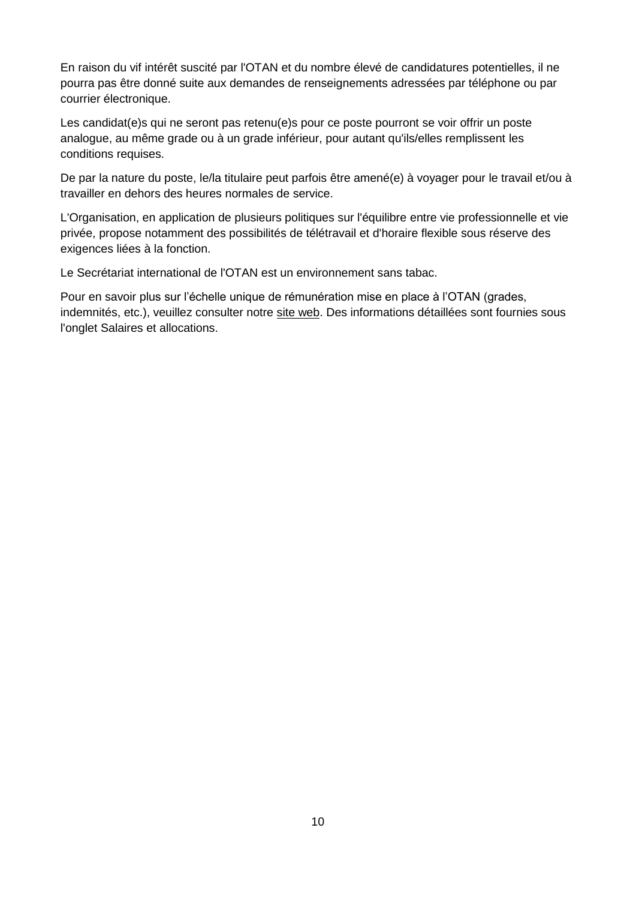En raison du vif intérêt suscité par l'OTAN et du nombre élevé de candidatures potentielles, il ne pourra pas être donné suite aux demandes de renseignements adressées par téléphone ou par courrier électronique.

Les candidat(e)s qui ne seront pas retenu(e)s pour ce poste pourront se voir offrir un poste analogue, au même grade ou à un grade inférieur, pour autant qu'ils/elles remplissent les conditions requises.

De par la nature du poste, le/la titulaire peut parfois être amené(e) à voyager pour le travail et/ou à travailler en dehors des heures normales de service.

L'Organisation, en application de plusieurs politiques sur l'équilibre entre vie professionnelle et vie privée, propose notamment des possibilités de télétravail et d'horaire flexible sous réserve des exigences liées à la fonction.

Le Secrétariat international de l'OTAN est un environnement sans tabac.

Pour en savoir plus sur l’échelle unique de rémunération mise en place à l’OTAN (grades, indemnités, etc.), veuillez consulter notre site web. Des informations détaillées sont fournies sous l'onglet Salaires et allocations.